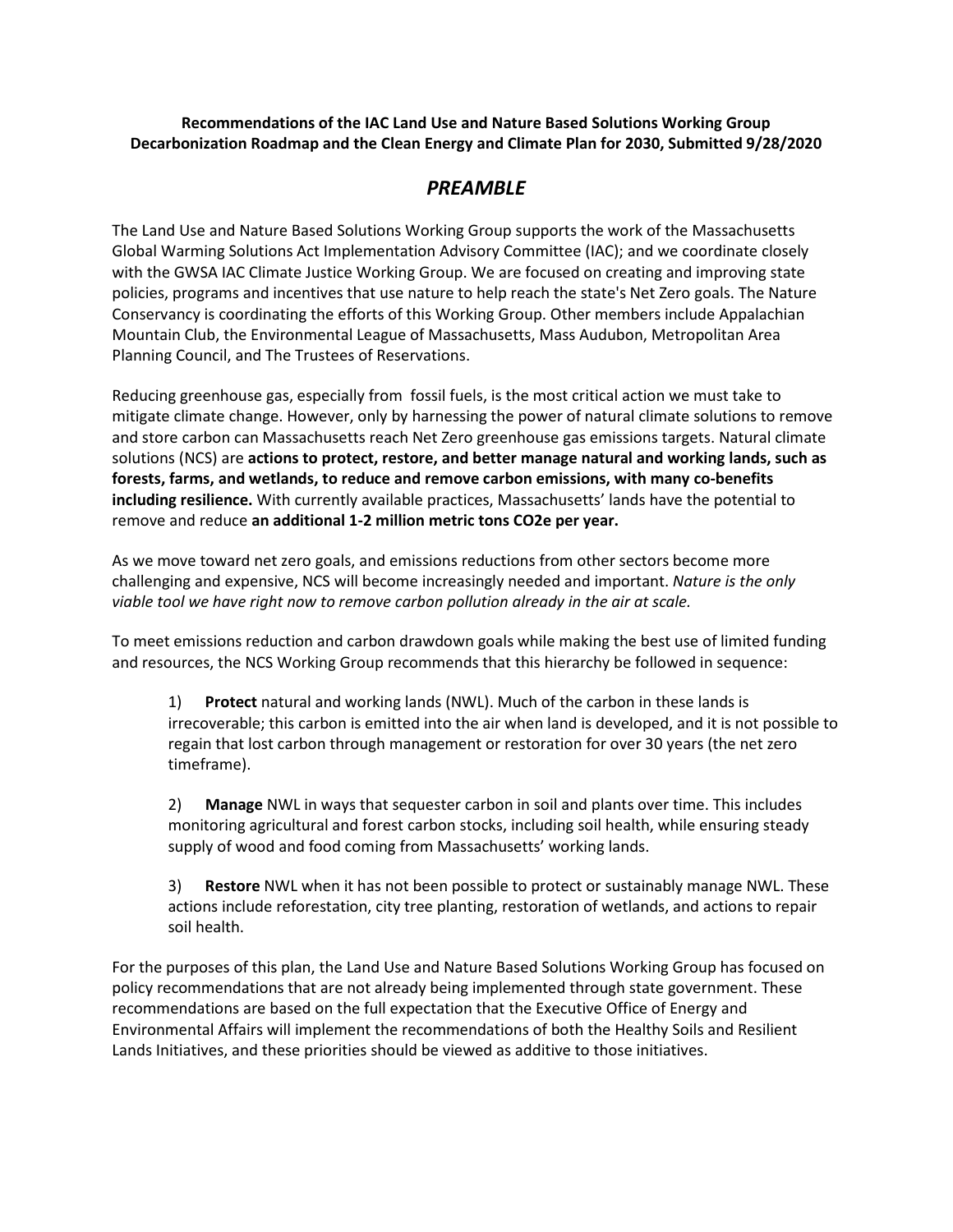**Recommendations of the IAC Land Use and Nature Based Solutions Working Group**
**Decarbonization Roadmap and the Clean Energy and Climate Plan for 2030, Submitted 9/28/2020**

# *PREAMBLE*

The Land Use and Nature Based Solutions Working Group supports the work of the Massachusetts Global Warming Solutions Act Implementation Advisory Committee (IAC); and we coordinate closely with the GWSA IAC Climate Justice Working Group. We are focused on creating and improving state policies, programs and incentives that use nature to help reach the state's Net Zero goals. The Nature Conservancy is coordinating the efforts of this Working Group. Other members include Appalachian Mountain Club, the Environmental League of Massachusetts, Mass Audubon, Metropolitan Area Planning Council, and The Trustees of Reservations.

Reducing greenhouse gas, especially from fossil fuels, is the most critical action we must take to mitigate climate change. However, only by harnessing the power of natural climate solutions to remove and store carbon can Massachusetts reach Net Zero greenhouse gas emissions targets. Natural climate solutions (NCS) are **actions to protect, restore, and better manage natural and working lands, such as forests, farms, and wetlands, to reduce and remove carbon emissions, with many co-benefits including resilience.** With currently available practices, Massachusetts' lands have the potential to remove and reduce **an additional 1-2 million metric tons CO2e per year.**

As we move toward net zero goals, and emissions reductions from other sectors become more challenging and expensive, NCS will become increasingly needed and important. *Nature is the only viable tool we have right now to remove carbon pollution already in the air at scale.*

To meet emissions reduction and carbon drawdown goals while making the best use of limited funding and resources, the NCS Working Group recommends that this hierarchy be followed in sequence:

1) **Protect** natural and working lands (NWL). Much of the carbon in these lands is irrecoverable; this carbon is emitted into the air when land is developed, and it is not possible to regain that lost carbon through management or restoration for over 30 years (the net zero timeframe).

2) **Manage** NWL in ways that sequester carbon in soil and plants over time. This includes monitoring agricultural and forest carbon stocks, including soil health, while ensuring steady supply of wood and food coming from Massachusetts' working lands.

3) **Restore** NWL when it has not been possible to protect or sustainably manage NWL. These actions include reforestation, city tree planting, restoration of wetlands, and actions to repair soil health.

For the purposes of this plan, the Land Use and Nature Based Solutions Working Group has focused on policy recommendations that are not already being implemented through state government. These recommendations are based on the full expectation that the Executive Office of Energy and Environmental Affairs will implement the recommendations of both the Healthy Soils and Resilient Lands Initiatives, and these priorities should be viewed as additive to those initiatives.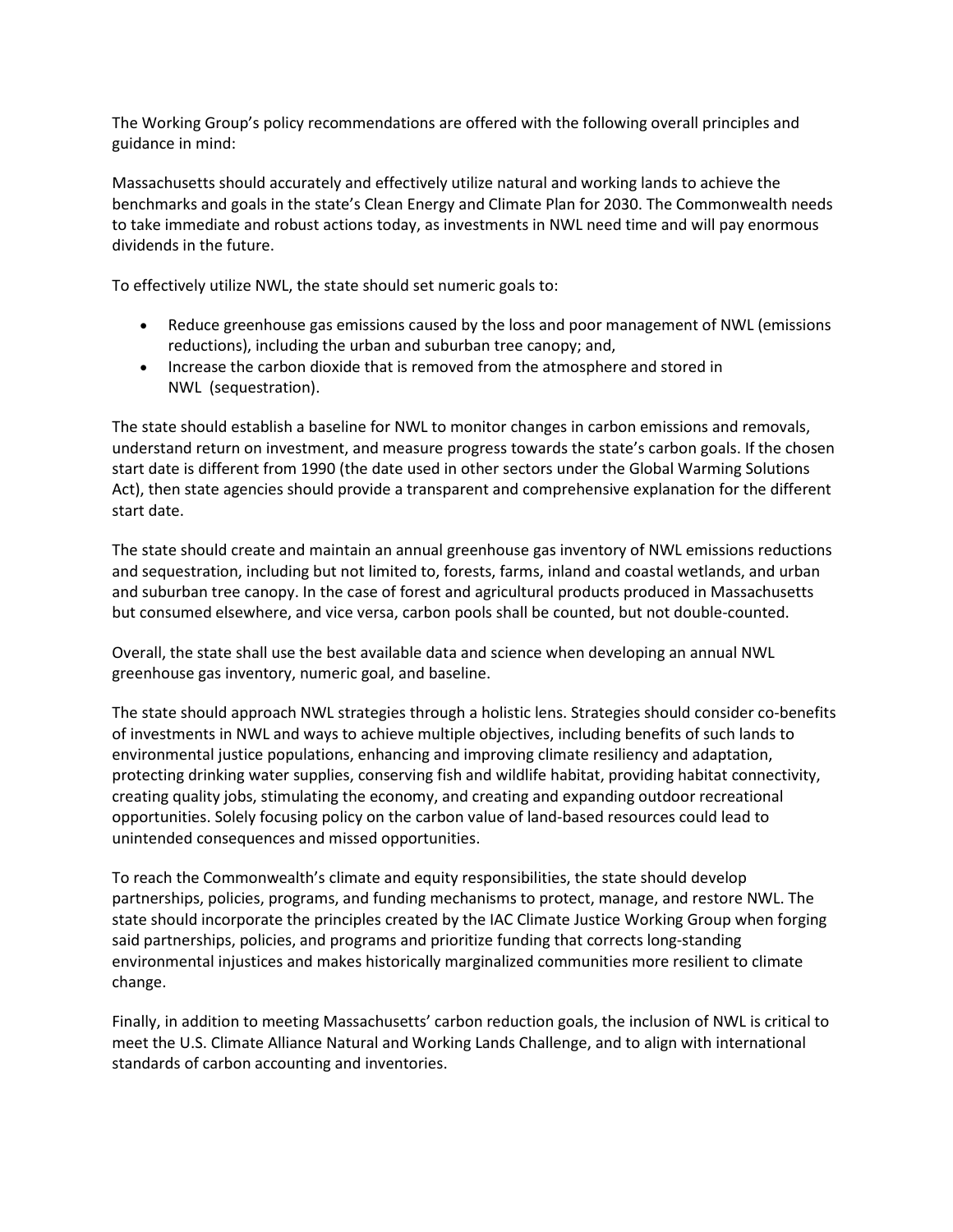The Working Group's policy recommendations are offered with the following overall principles and guidance in mind:

Massachusetts should accurately and effectively utilize natural and working lands to achieve the benchmarks and goals in the state's Clean Energy and Climate Plan for 2030. The Commonwealth needs to take immediate and robust actions today, as investments in NWL need time and will pay enormous dividends in the future.

To effectively utilize NWL, the state should set numeric goals to:

- Reduce greenhouse gas emissions caused by the loss and poor management of NWL (emissions reductions), including the urban and suburban tree canopy; and,
- Increase the carbon dioxide that is removed from the atmosphere and stored in NWL (sequestration).

The state should establish a baseline for NWL to monitor changes in carbon emissions and removals, understand return on investment, and measure progress towards the state's carbon goals. If the chosen start date is different from 1990 (the date used in other sectors under the Global Warming Solutions Act), then state agencies should provide a transparent and comprehensive explanation for the different start date.

The state should create and maintain an annual greenhouse gas inventory of NWL emissions reductions and sequestration, including but not limited to, forests, farms, inland and coastal wetlands, and urban and suburban tree canopy. In the case of forest and agricultural products produced in Massachusetts but consumed elsewhere, and vice versa, carbon pools shall be counted, but not double-counted.

Overall, the state shall use the best available data and science when developing an annual NWL greenhouse gas inventory, numeric goal, and baseline.

The state should approach NWL strategies through a holistic lens. Strategies should consider co-benefits of investments in NWL and ways to achieve multiple objectives, including benefits of such lands to environmental justice populations, enhancing and improving climate resiliency and adaptation, protecting drinking water supplies, conserving fish and wildlife habitat, providing habitat connectivity, creating quality jobs, stimulating the economy, and creating and expanding outdoor recreational opportunities. Solely focusing policy on the carbon value of land-based resources could lead to unintended consequences and missed opportunities.

To reach the Commonwealth's climate and equity responsibilities, the state should develop partnerships, policies, programs, and funding mechanisms to protect, manage, and restore NWL. The state should incorporate the principles created by the IAC Climate Justice Working Group when forging said partnerships, policies, and programs and prioritize funding that corrects long-standing environmental injustices and makes historically marginalized communities more resilient to climate change.

Finally, in addition to meeting Massachusetts' carbon reduction goals, the inclusion of NWL is critical to meet the U.S. Climate Alliance Natural and Working Lands Challenge, and to align with international standards of carbon accounting and inventories.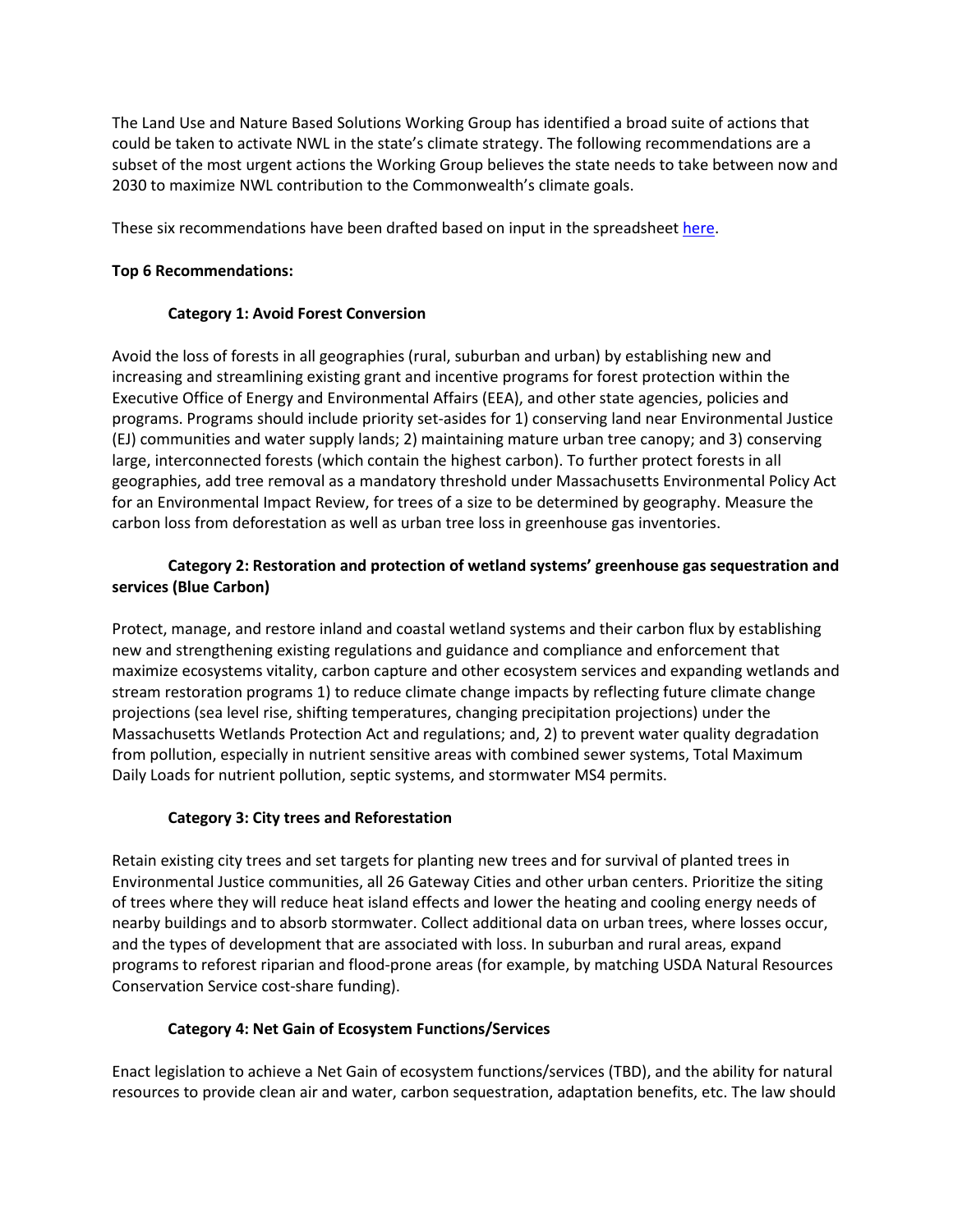The Land Use and Nature Based Solutions Working Group has identified a broad suite of actions that could be taken to activate NWL in the state's climate strategy. The following recommendations are a subset of the most urgent actions the Working Group believes the state needs to take between now and 2030 to maximize NWL contribution to the Commonwealth's climate goals.

These six recommendations have been drafted based on input in the spreadsheet [here](#).

**Top 6 Recommendations:**

**Category 1: Avoid Forest Conversion**

Avoid the loss of forests in all geographies (rural, suburban and urban) by establishing new and increasing and streamlining existing grant and incentive programs for forest protection within the Executive Office of Energy and Environmental Affairs (EEA), and other state agencies, policies and programs. Programs should include priority set-asides for 1) conserving land near Environmental Justice (EJ) communities and water supply lands; 2) maintaining mature urban tree canopy; and 3) conserving large, interconnected forests (which contain the highest carbon). To further protect forests in all geographies, add tree removal as a mandatory threshold under Massachusetts Environmental Policy Act for an Environmental Impact Review, for trees of a size to be determined by geography. Measure the carbon loss from deforestation as well as urban tree loss in greenhouse gas inventories.

**Category 2: Restoration and protection of wetland systems' greenhouse gas sequestration and services (Blue Carbon)**

Protect, manage, and restore inland and coastal wetland systems and their carbon flux by establishing new and strengthening existing regulations and guidance and compliance and enforcement that maximize ecosystems vitality, carbon capture and other ecosystem services and expanding wetlands and stream restoration programs 1) to reduce climate change impacts by reflecting future climate change projections (sea level rise, shifting temperatures, changing precipitation projections) under the Massachusetts Wetlands Protection Act and regulations; and, 2) to prevent water quality degradation from pollution, especially in nutrient sensitive areas with combined sewer systems, Total Maximum Daily Loads for nutrient pollution, septic systems, and stormwater MS4 permits.

**Category 3: City trees and Reforestation**

Retain existing city trees and set targets for planting new trees and for survival of planted trees in Environmental Justice communities, all 26 Gateway Cities and other urban centers. Prioritize the siting of trees where they will reduce heat island effects and lower the heating and cooling energy needs of nearby buildings and to absorb stormwater. Collect additional data on urban trees, where losses occur, and the types of development that are associated with loss. In suburban and rural areas, expand programs to reforest riparian and flood-prone areas (for example, by matching USDA Natural Resources Conservation Service cost-share funding).

**Category 4: Net Gain of Ecosystem Functions/Services**

Enact legislation to achieve a Net Gain of ecosystem functions/services (TBD), and the ability for natural resources to provide clean air and water, carbon sequestration, adaptation benefits, etc. The law should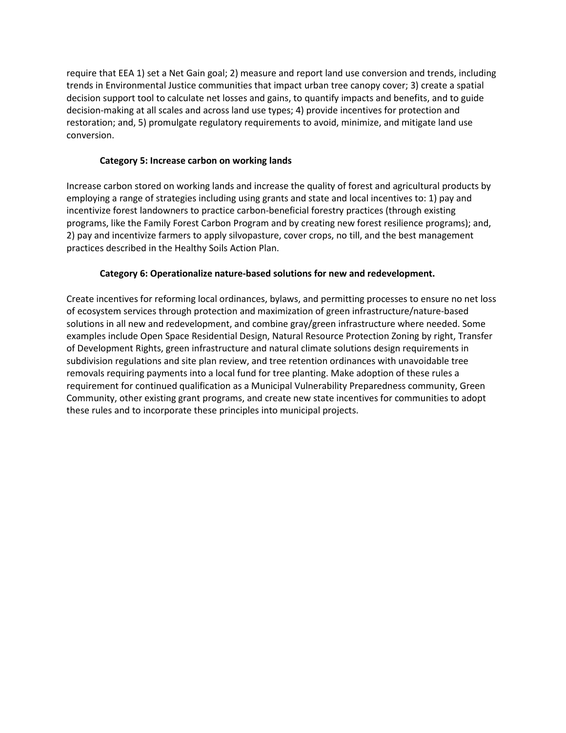require that EEA 1) set a Net Gain goal; 2) measure and report land use conversion and trends, including trends in Environmental Justice communities that impact urban tree canopy cover; 3) create a spatial decision support tool to calculate net losses and gains, to quantify impacts and benefits, and to guide decision-making at all scales and across land use types; 4) provide incentives for protection and restoration; and, 5) promulgate regulatory requirements to avoid, minimize, and mitigate land use conversion.

**Category 5: Increase carbon on working lands**

Increase carbon stored on working lands and increase the quality of forest and agricultural products by employing a range of strategies including using grants and state and local incentives to: 1) pay and incentivize forest landowners to practice carbon-beneficial forestry practices (through existing programs, like the Family Forest Carbon Program and by creating new forest resilience programs); and, 2) pay and incentivize farmers to apply silvopasture, cover crops, no till, and the best management practices described in the Healthy Soils Action Plan.

**Category 6: Operationalize nature-based solutions for new and redevelopment.**

Create incentives for reforming local ordinances, bylaws, and permitting processes to ensure no net loss of ecosystem services through protection and maximization of green infrastructure/nature-based solutions in all new and redevelopment, and combine gray/green infrastructure where needed. Some examples include Open Space Residential Design, Natural Resource Protection Zoning by right, Transfer of Development Rights, green infrastructure and natural climate solutions design requirements in subdivision regulations and site plan review, and tree retention ordinances with unavoidable tree removals requiring payments into a local fund for tree planting. Make adoption of these rules a requirement for continued qualification as a Municipal Vulnerability Preparedness community, Green Community, other existing grant programs, and create new state incentives for communities to adopt these rules and to incorporate these principles into municipal projects.